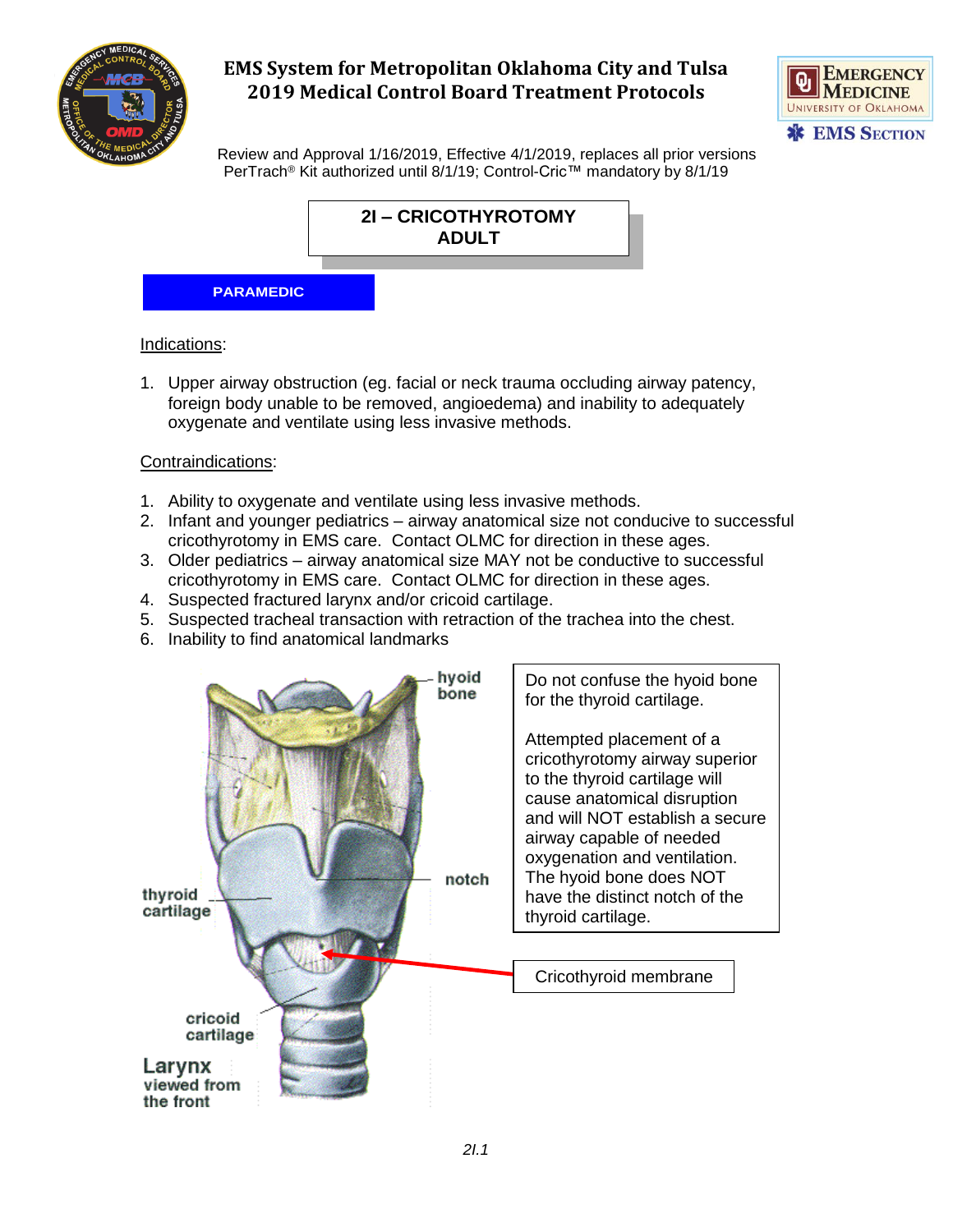# EMS System for Metropolitan Oklahoma City and Tulsa
# 2019 Medical Control Board Treatment Protocols

Review and Approval 1/16/2019, Effective 4/1/2019, replaces all prior versions
PerTrach® Kit authorized until 8/1/19; Control-Cric™ mandatory by 8/1/19

## 2I – CRICOTHYROTOMY ADULT

**PARAMEDIC**

Indications:

1. Upper airway obstruction (eg. facial or neck trauma occluding airway patency, foreign body unable to be removed, angioedema) and inability to adequately oxygenate and ventilate using less invasive methods.

Contraindications:

1. Ability to oxygenate and ventilate using less invasive methods.
2. Infant and younger pediatrics – airway anatomical size not conducive to successful cricothyrotomy in EMS care. Contact OLMC for direction in these ages.
3. Older pediatrics – airway anatomical size MAY not be conductive to successful cricothyrotomy in EMS care. Contact OLMC for direction in these ages.
4. Suspected fractured larynx and/or cricoid cartilage.
5. Suspected tracheal transaction with retraction of the trachea into the chest.
6. Inability to find anatomical landmarks

Do not confuse the hyoid bone for the thyroid cartilage.

Attempted placement of a cricothyrotomy airway superior to the thyroid cartilage will cause anatomical disruption and will NOT establish a secure airway capable of needed oxygenation and ventilation. The hyoid bone does NOT have the distinct notch of the thyroid cartilage.

Cricothyroid membrane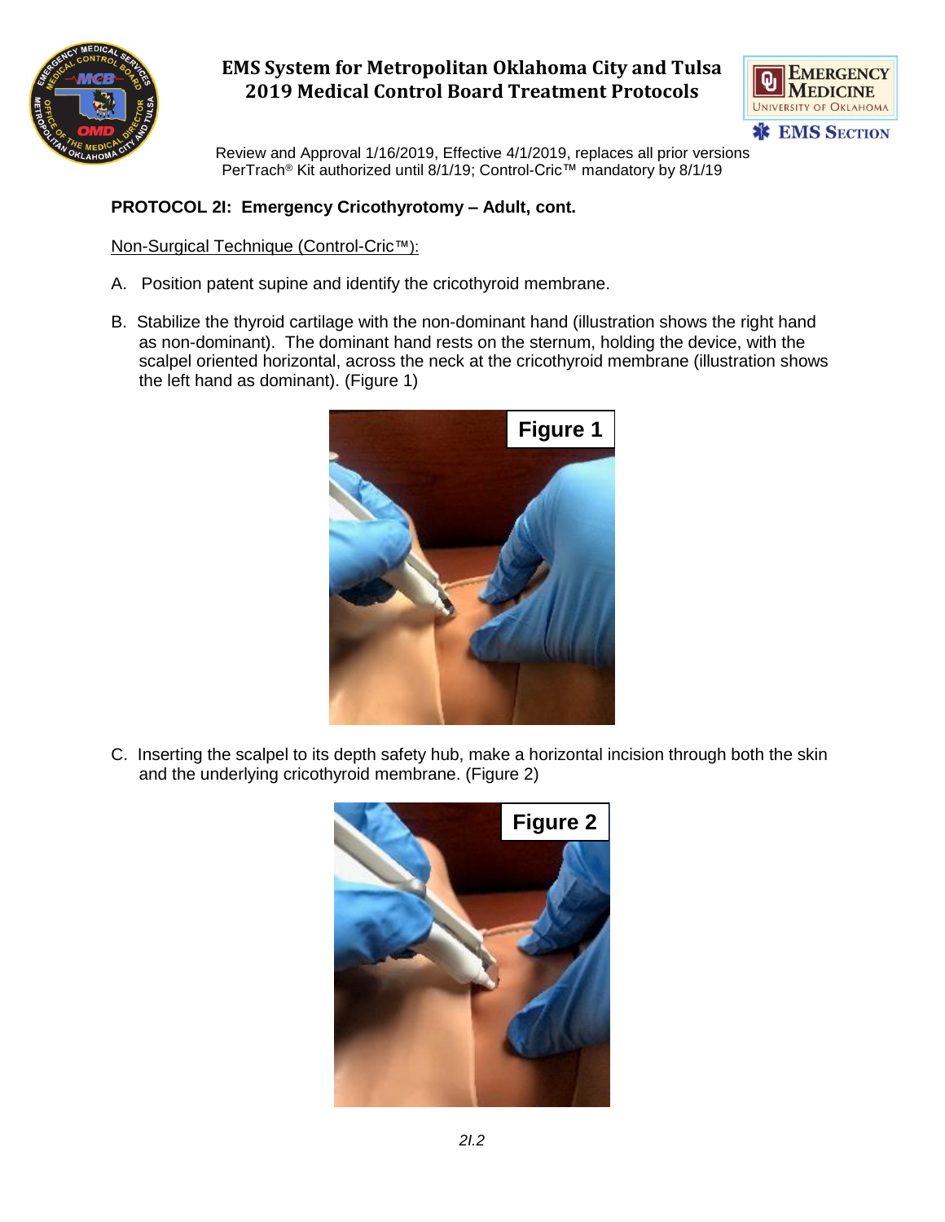**PROTOCOL 2I: Emergency Cricothyrotomy – Adult, cont.**

Non-Surgical Technique (Control-Cric™):

A. Position patent supine and identify the cricothyroid membrane.

B. Stabilize the thyroid cartilage with the non-dominant hand (illustration shows the right hand as non-dominant). The dominant hand rests on the sternum, holding the device, with the scalpel oriented horizontal, across the neck at the cricothyroid membrane (illustration shows the left hand as dominant). (Figure 1)

Figure 1

C. Inserting the scalpel to its depth safety hub, make a horizontal incision through both the skin and the underlying cricothyroid membrane. (Figure 2)

Figure 2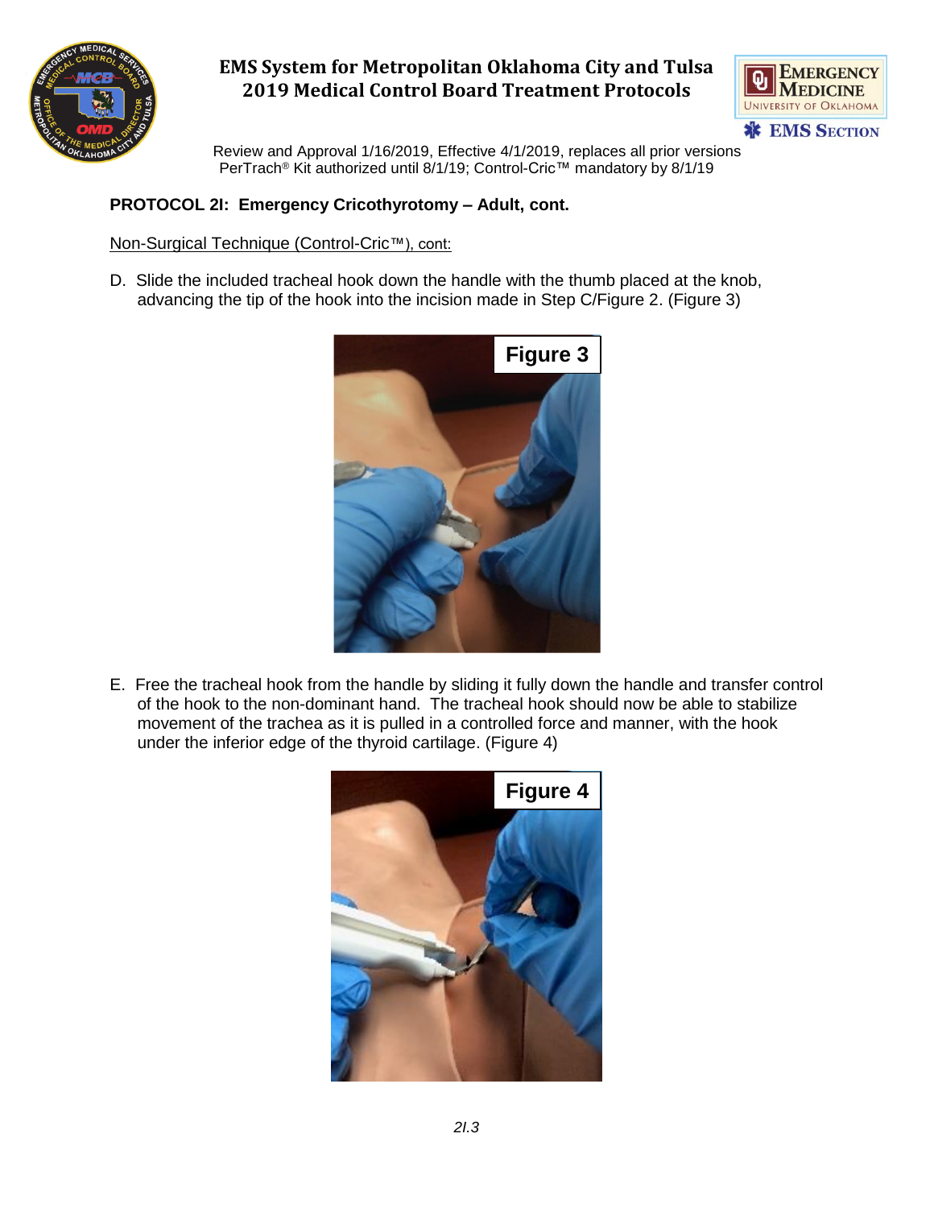**PROTOCOL 2I: Emergency Cricothyrotomy – Adult, cont.**

Non-Surgical Technique (Control-Cric™), cont:

D. Slide the included tracheal hook down the handle with the thumb placed at the knob, advancing the tip of the hook into the incision made in Step C/Figure 2. (Figure 3)

Figure 3

E. Free the tracheal hook from the handle by sliding it fully down the handle and transfer control of the hook to the non-dominant hand. The tracheal hook should now be able to stabilize movement of the trachea as it is pulled in a controlled force and manner, with the hook under the inferior edge of the thyroid cartilage. (Figure 4)

Figure 4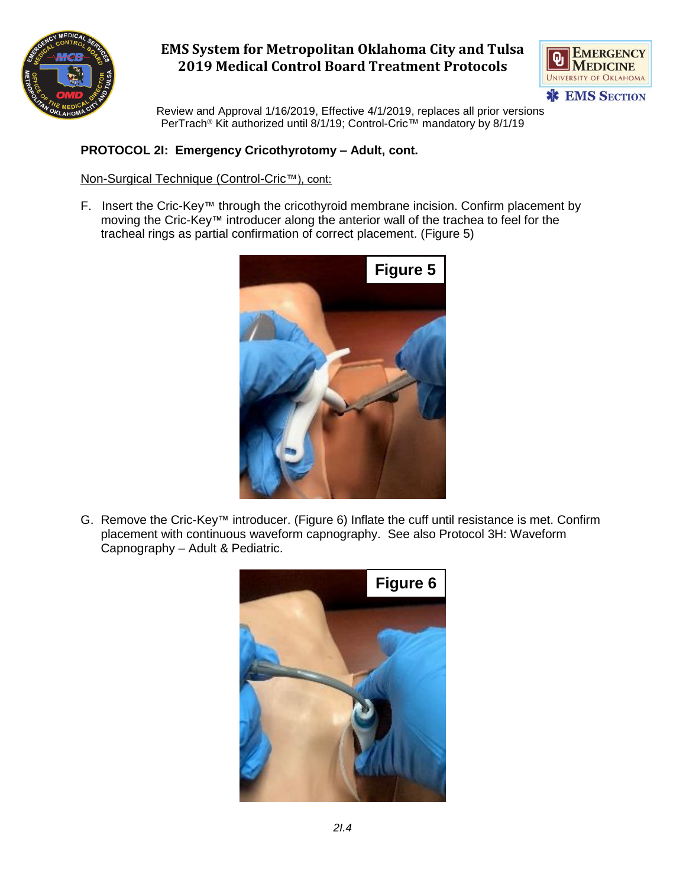**PROTOCOL 2I: Emergency Cricothyrotomy – Adult, cont.**

Non-Surgical Technique (Control-Cric™), cont:

F. Insert the Cric-Key™ through the cricothyroid membrane incision. Confirm placement by moving the Cric-Key™ introducer along the anterior wall of the trachea to feel for the tracheal rings as partial confirmation of correct placement. (Figure 5)

Figure 5

G. Remove the Cric-Key™ introducer. (Figure 6) Inflate the cuff until resistance is met. Confirm placement with continuous waveform capnography. See also Protocol 3H: Waveform Capnography – Adult & Pediatric.

Figure 6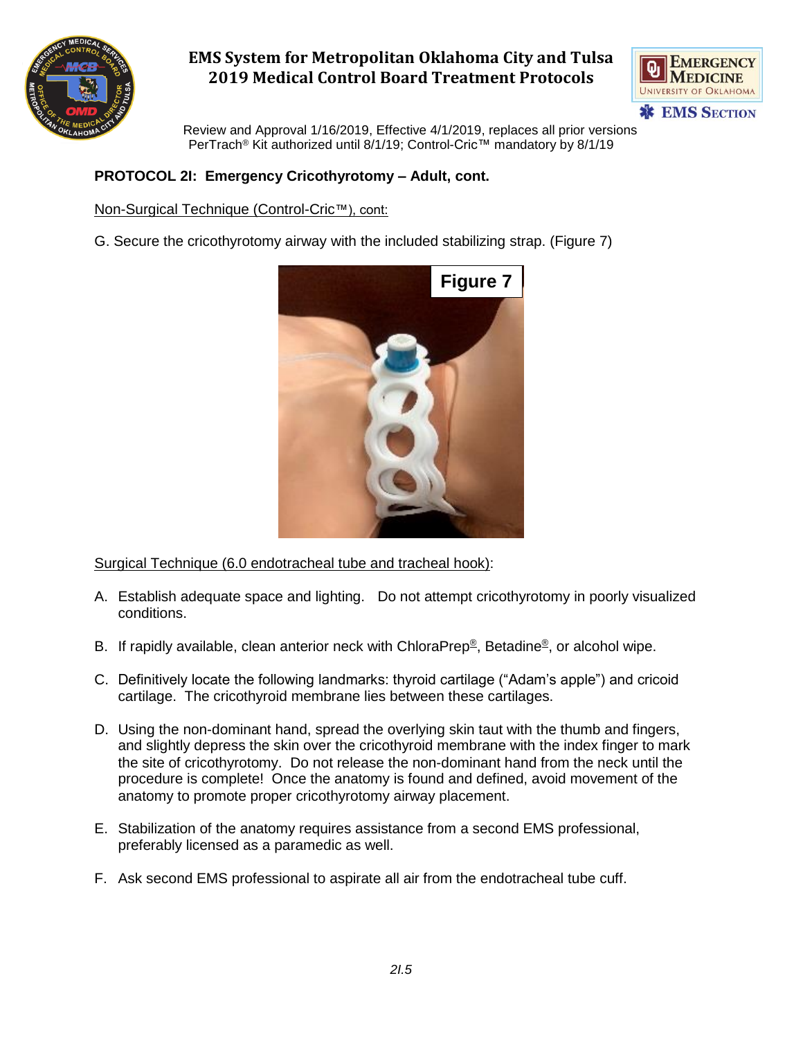**PROTOCOL 2I: Emergency Cricothyrotomy – Adult, cont.**

Non-Surgical Technique (Control-Cric™), cont:

G. Secure the cricothyrotomy airway with the included stabilizing strap. (Figure 7)

Figure 7

Surgical Technique (6.0 endotracheal tube and tracheal hook):

A. Establish adequate space and lighting. Do not attempt cricothyrotomy in poorly visualized conditions.

B. If rapidly available, clean anterior neck with ChloraPrep®, Betadine®, or alcohol wipe.

C. Definitively locate the following landmarks: thyroid cartilage ("Adam's apple") and cricoid cartilage. The cricothyroid membrane lies between these cartilages.

D. Using the non-dominant hand, spread the overlying skin taut with the thumb and fingers, and slightly depress the skin over the cricothyroid membrane with the index finger to mark the site of cricothyrotomy. Do not release the non-dominant hand from the neck until the procedure is complete! Once the anatomy is found and defined, avoid movement of the anatomy to promote proper cricothyrotomy airway placement.

E. Stabilization of the anatomy requires assistance from a second EMS professional, preferably licensed as a paramedic as well.

F. Ask second EMS professional to aspirate all air from the endotracheal tube cuff.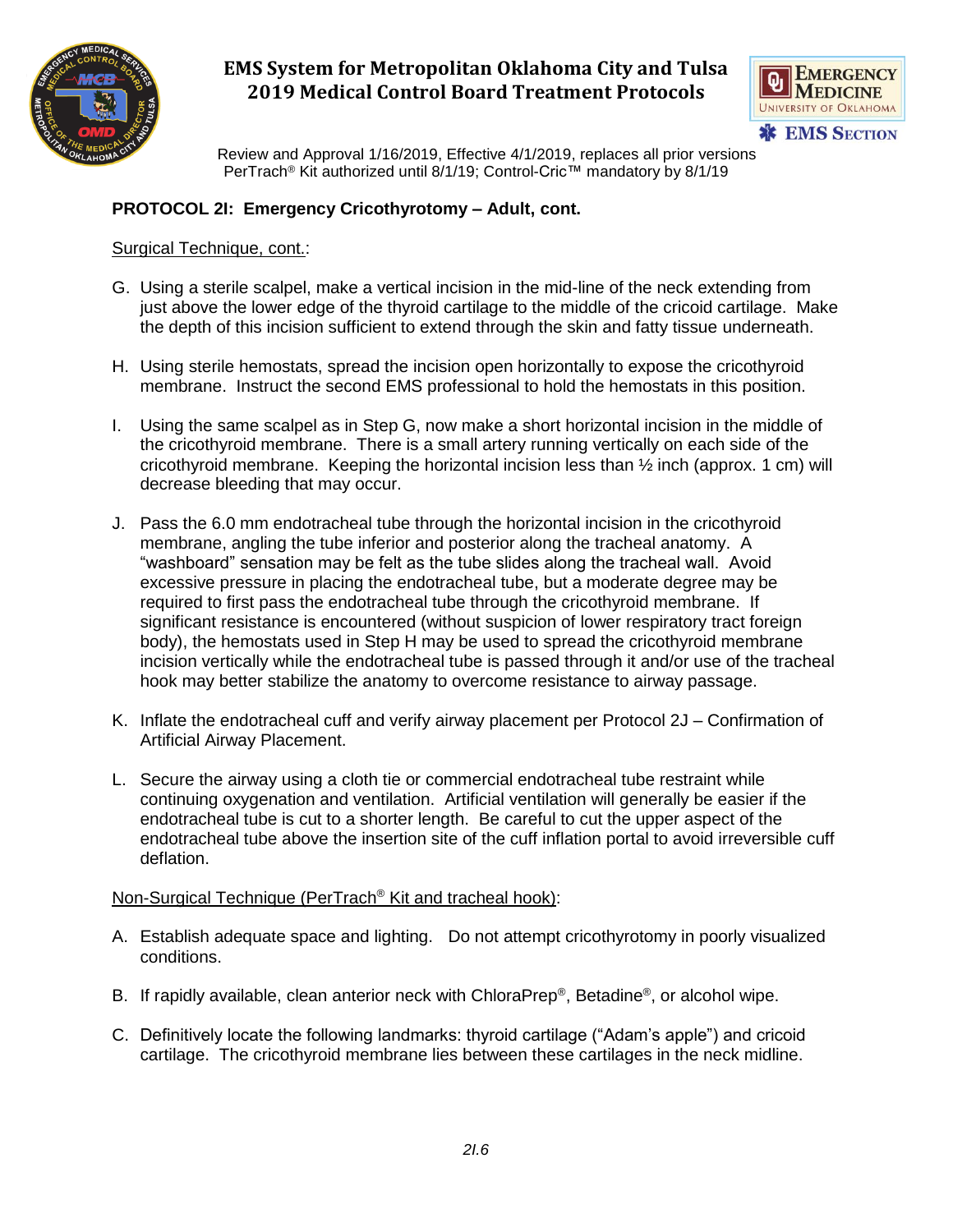## PROTOCOL 2I: Emergency Cricothyrotomy – Adult, cont.

Surgical Technique, cont.:

G. Using a sterile scalpel, make a vertical incision in the mid-line of the neck extending from just above the lower edge of the thyroid cartilage to the middle of the cricoid cartilage. Make the depth of this incision sufficient to extend through the skin and fatty tissue underneath.

H. Using sterile hemostats, spread the incision open horizontally to expose the cricothyroid membrane. Instruct the second EMS professional to hold the hemostats in this position.

I. Using the same scalpel as in Step G, now make a short horizontal incision in the middle of the cricothyroid membrane. There is a small artery running vertically on each side of the cricothyroid membrane. Keeping the horizontal incision less than ½ inch (approx. 1 cm) will decrease bleeding that may occur.

J. Pass the 6.0 mm endotracheal tube through the horizontal incision in the cricothyroid membrane, angling the tube inferior and posterior along the tracheal anatomy. A "washboard" sensation may be felt as the tube slides along the tracheal wall. Avoid excessive pressure in placing the endotracheal tube, but a moderate degree may be required to first pass the endotracheal tube through the cricothyroid membrane. If significant resistance is encountered (without suspicion of lower respiratory tract foreign body), the hemostats used in Step H may be used to spread the cricothyroid membrane incision vertically while the endotracheal tube is passed through it and/or use of the tracheal hook may better stabilize the anatomy to overcome resistance to airway passage.

K. Inflate the endotracheal cuff and verify airway placement per Protocol 2J – Confirmation of Artificial Airway Placement.

L. Secure the airway using a cloth tie or commercial endotracheal tube restraint while continuing oxygenation and ventilation. Artificial ventilation will generally be easier if the endotracheal tube is cut to a shorter length. Be careful to cut the upper aspect of the endotracheal tube above the insertion site of the cuff inflation portal to avoid irreversible cuff deflation.

Non-Surgical Technique (PerTrach® Kit and tracheal hook):

A. Establish adequate space and lighting. Do not attempt cricothyrotomy in poorly visualized conditions.

B. If rapidly available, clean anterior neck with ChloraPrep®, Betadine®, or alcohol wipe.

C. Definitively locate the following landmarks: thyroid cartilage ("Adam's apple") and cricoid cartilage. The cricothyroid membrane lies between these cartilages in the neck midline.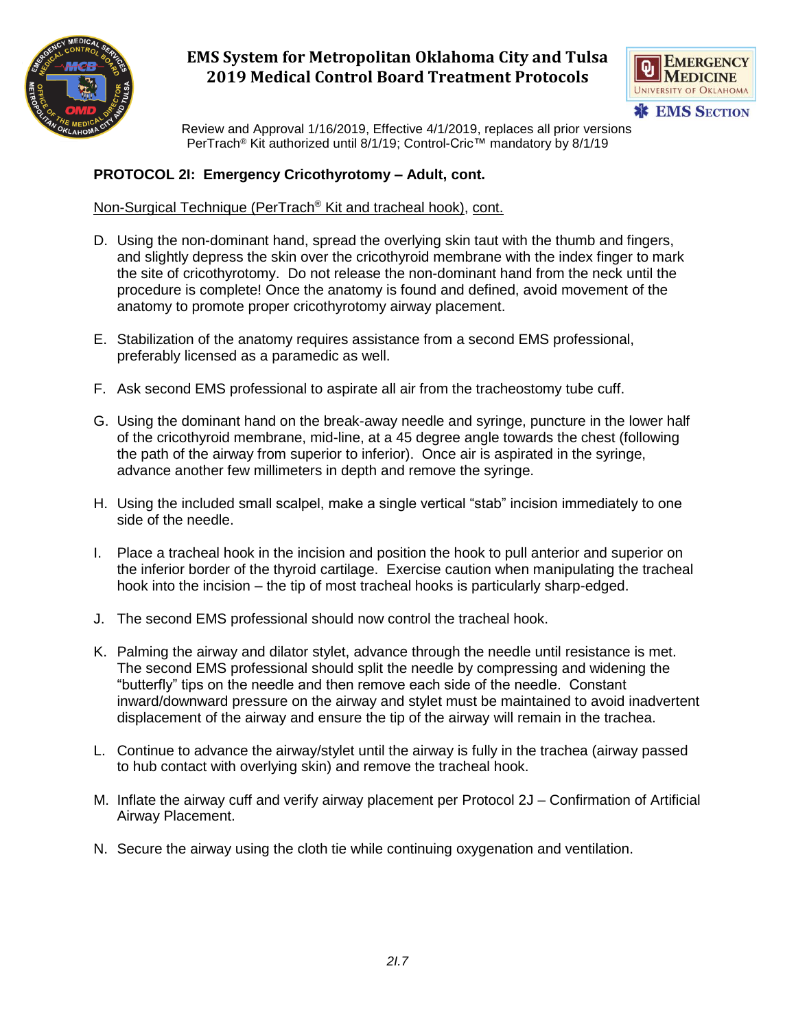**PROTOCOL 2I: Emergency Cricothyrotomy – Adult, cont.**

Non-Surgical Technique (PerTrach® Kit and tracheal hook), cont.

D. Using the non-dominant hand, spread the overlying skin taut with the thumb and fingers, and slightly depress the skin over the cricothyroid membrane with the index finger to mark the site of cricothyrotomy. Do not release the non-dominant hand from the neck until the procedure is complete! Once the anatomy is found and defined, avoid movement of the anatomy to promote proper cricothyrotomy airway placement.

E. Stabilization of the anatomy requires assistance from a second EMS professional, preferably licensed as a paramedic as well.

F. Ask second EMS professional to aspirate all air from the tracheostomy tube cuff.

G. Using the dominant hand on the break-away needle and syringe, puncture in the lower half of the cricothyroid membrane, mid-line, at a 45 degree angle towards the chest (following the path of the airway from superior to inferior). Once air is aspirated in the syringe, advance another few millimeters in depth and remove the syringe.

H. Using the included small scalpel, make a single vertical "stab" incision immediately to one side of the needle.

I. Place a tracheal hook in the incision and position the hook to pull anterior and superior on the inferior border of the thyroid cartilage. Exercise caution when manipulating the tracheal hook into the incision – the tip of most tracheal hooks is particularly sharp-edged.

J. The second EMS professional should now control the tracheal hook.

K. Palming the airway and dilator stylet, advance through the needle until resistance is met. The second EMS professional should split the needle by compressing and widening the "butterfly" tips on the needle and then remove each side of the needle. Constant inward/downward pressure on the airway and stylet must be maintained to avoid inadvertent displacement of the airway and ensure the tip of the airway will remain in the trachea.

L. Continue to advance the airway/stylet until the airway is fully in the trachea (airway passed to hub contact with overlying skin) and remove the tracheal hook.

M. Inflate the airway cuff and verify airway placement per Protocol 2J – Confirmation of Artificial Airway Placement.

N. Secure the airway using the cloth tie while continuing oxygenation and ventilation.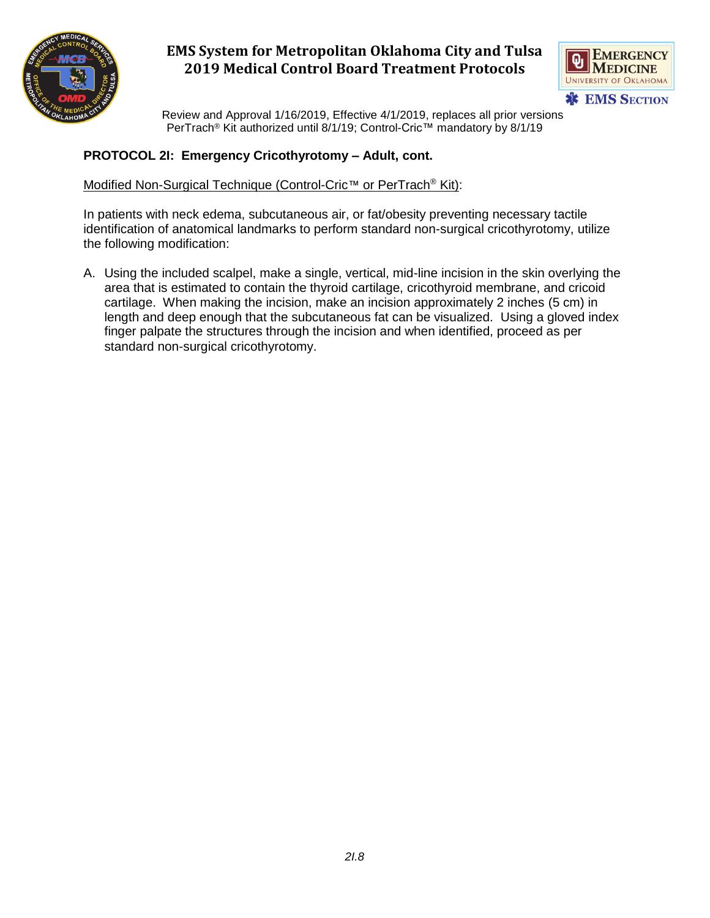**PROTOCOL 2I: Emergency Cricothyrotomy – Adult, cont.**

Modified Non-Surgical Technique (Control-Cric™ or PerTrach® Kit):

In patients with neck edema, subcutaneous air, or fat/obesity preventing necessary tactile identification of anatomical landmarks to perform standard non-surgical cricothyrotomy, utilize the following modification:

A. Using the included scalpel, make a single, vertical, mid-line incision in the skin overlying the area that is estimated to contain the thyroid cartilage, cricothyroid membrane, and cricoid cartilage. When making the incision, make an incision approximately 2 inches (5 cm) in length and deep enough that the subcutaneous fat can be visualized. Using a gloved index finger palpate the structures through the incision and when identified, proceed as per standard non-surgical cricothyrotomy.